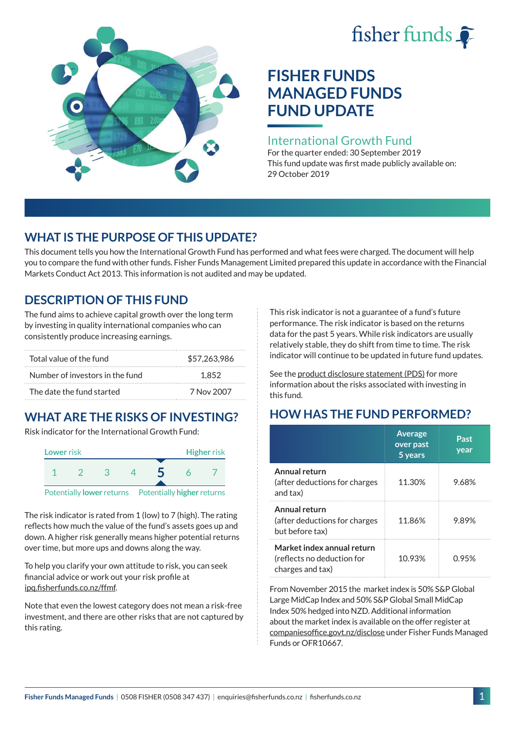fisher funds

# FISHER FUNDS MANAGED FUNDS FUND UPDATE

## International Growth Fund

For the quarter ended: 30 September 2019

This fund update was first made publicly available on: 29 October 2019

## WHAT IS THE PURPOSE OF THIS UPDATE?

This document tells you how the International Growth Fund has performed and what fees were charged. The document will help you to compare the fund with other funds. Fisher Funds Management Limited prepared this update in accordance with the Financial Markets Conduct Act 2013. This information is not audited and may be updated.

## DESCRIPTION OF THIS FUND

The fund aims to achieve capital growth over the long term by investing in quality international companies who can consistently produce increasing earnings.

| | |
|---|---|
| Total value of the fund | $57,263,986 |
| Number of investors in the fund | 1,852 |
| The date the fund started | 7 Nov 2007 |

## WHAT ARE THE RISKS OF INVESTING?

Risk indicator for the International Growth Fund:

Lower risk — Higher risk

1 2 3 4 **5** 6 7

Potentially **lower** returns — Potentially **higher** returns

The risk indicator is rated from 1 (low) to 7 (high). The rating reflects how much the value of the fund's assets goes up and down. A higher risk generally means higher potential returns over time, but more ups and downs along the way.

To help you clarify your own attitude to risk, you can seek financial advice or work out your risk profile at ipq.fisherfunds.co.nz/ffmf.

Note that even the lowest category does not mean a risk-free investment, and there are other risks that are not captured by this rating.

This risk indicator is not a guarantee of a fund's future performance. The risk indicator is based on the returns data for the past 5 years. While risk indicators are usually relatively stable, they do shift from time to time. The risk indicator will continue to be updated in future fund updates.

See the product disclosure statement (PDS) for more information about the risks associated with investing in this fund.

## HOW HAS THE FUND PERFORMED?

| | Average over past 5 years | Past year |
|---|---|---|
| **Annual return** (after deductions for charges and tax) | 11.30% | 9.68% |
| **Annual return** (after deductions for charges but before tax) | 11.86% | 9.89% |
| **Market index annual return** (reflects no deduction for charges and tax) | 10.93% | 0.95% |

From November 2015 the market index is 50% S&P Global Large MidCap Index and 50% S&P Global Small MidCap Index 50% hedged into NZD. Additional information about the market index is available on the offer register at companiesoffice.govt.nz/disclose under Fisher Funds Managed Funds or OFR10667.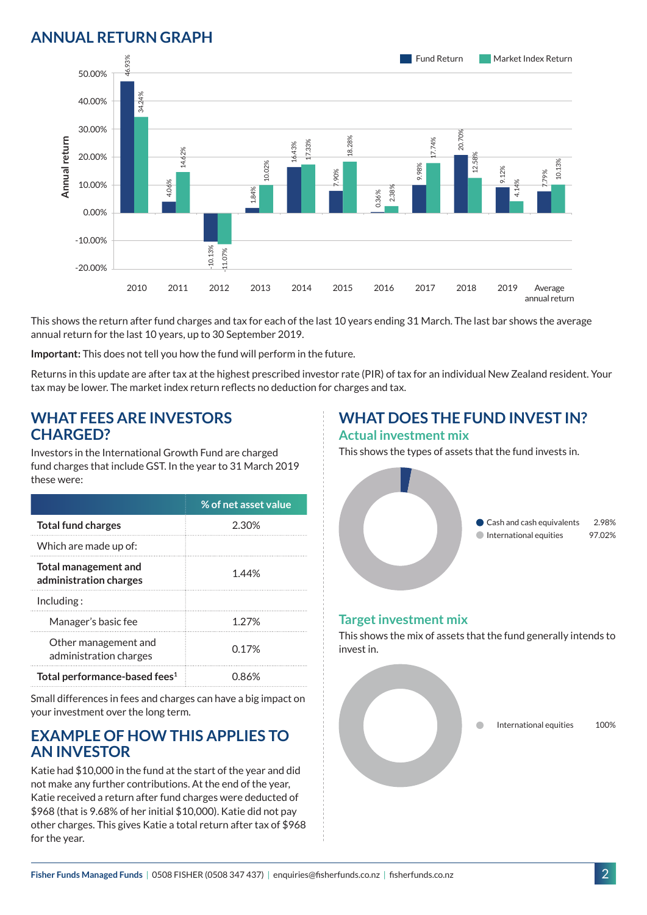## ANNUAL RETURN GRAPH

| Year | Fund Return | Market Index Return |
|---|---|---|
| 2010 | 46.93% | 34.24% |
| 2011 | 4.06% | 14.62% |
| 2012 | -10.13% | -11.07% |
| 2013 | 1.84% | 10.02% |
| 2014 | 16.43% | 17.33% |
| 2015 | 7.90% | 18.28% |
| 2016 | 0.36% | 2.38% |
| 2017 | 9.98% | 17.74% |
| 2018 | 20.70% | 12.58% |
| 2019 | 9.12% | 4.14% |
| Average annual return | 7.79% | 10.13% |

This shows the return after fund charges and tax for each of the last 10 years ending 31 March. The last bar shows the average annual return for the last 10 years, up to 30 September 2019.

**Important:** This does not tell you how the fund will perform in the future.

Returns in this update are after tax at the highest prescribed investor rate (PIR) of tax for an individual New Zealand resident. Your tax may be lower. The market index return reflects no deduction for charges and tax.

## WHAT FEES ARE INVESTORS CHARGED?

Investors in the International Growth Fund are charged fund charges that include GST. In the year to 31 March 2019 these were:

| | % of net asset value |
|---|---|
| **Total fund charges** | 2.30% |
| Which are made up of: | |
| **Total management and administration charges** | 1.44% |
| Including : | |
| Manager's basic fee | 1.27% |
| Other management and administration charges | 0.17% |
| **Total performance-based fees**[1] | 0.86% |

Small differences in fees and charges can have a big impact on your investment over the long term.

## EXAMPLE OF HOW THIS APPLIES TO AN INVESTOR

Katie had $10,000 in the fund at the start of the year and did not make any further contributions. At the end of the year, Katie received a return after fund charges were deducted of $968 (that is 9.68% of her initial $10,000). Katie did not pay other charges. This gives Katie a total return after tax of $968 for the year.

## WHAT DOES THE FUND INVEST IN?

### Actual investment mix

This shows the types of assets that the fund invests in.

| Asset | % |
|---|---|
| Cash and cash equivalents | 2.98% |
| International equities | 97.02% |

### Target investment mix

This shows the mix of assets that the fund generally intends to invest in.

| Asset | % |
|---|---|
| International equities | 100% |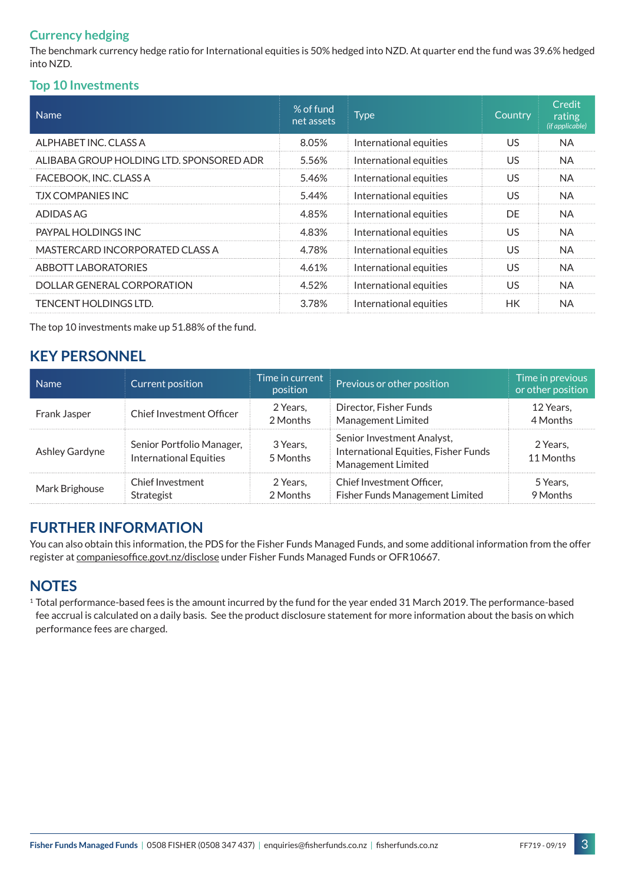## Currency hedging

The benchmark currency hedge ratio for International equities is 50% hedged into NZD. At quarter end the fund was 39.6% hedged into NZD.

## Top 10 Investments

| Name | % of fund net assets | Type | Country | Credit rating *(if applicable)* |
|---|---|---|---|---|
| ALPHABET INC. CLASS A | 8.05% | International equities | US | NA |
| ALIBABA GROUP HOLDING LTD. SPONSORED ADR | 5.56% | International equities | US | NA |
| FACEBOOK, INC. CLASS A | 5.46% | International equities | US | NA |
| TJX COMPANIES INC | 5.44% | International equities | US | NA |
| ADIDAS AG | 4.85% | International equities | DE | NA |
| PAYPAL HOLDINGS INC | 4.83% | International equities | US | NA |
| MASTERCARD INCORPORATED CLASS A | 4.78% | International equities | US | NA |
| ABBOTT LABORATORIES | 4.61% | International equities | US | NA |
| DOLLAR GENERAL CORPORATION | 4.52% | International equities | US | NA |
| TENCENT HOLDINGS LTD. | 3.78% | International equities | HK | NA |

The top 10 investments make up 51.88% of the fund.

# KEY PERSONNEL

| Name | Current position | Time in current position | Previous or other position | Time in previous or other position |
|---|---|---|---|---|
| Frank Jasper | Chief Investment Officer | 2 Years, 2 Months | Director, Fisher Funds Management Limited | 12 Years, 4 Months |
| Ashley Gardyne | Senior Portfolio Manager, International Equities | 3 Years, 5 Months | Senior Investment Analyst, International Equities, Fisher Funds Management Limited | 2 Years, 11 Months |
| Mark Brighouse | Chief Investment Strategist | 2 Years, 2 Months | Chief Investment Officer, Fisher Funds Management Limited | 5 Years, 9 Months |

# FURTHER INFORMATION

You can also obtain this information, the PDS for the Fisher Funds Managed Funds, and some additional information from the offer register at companiesoffice.govt.nz/disclose under Fisher Funds Managed Funds or OFR10667.

# NOTES

[1] Total performance-based fees is the amount incurred by the fund for the year ended 31 March 2019. The performance-based fee accrual is calculated on a daily basis. See the product disclosure statement for more information about the basis on which performance fees are charged.